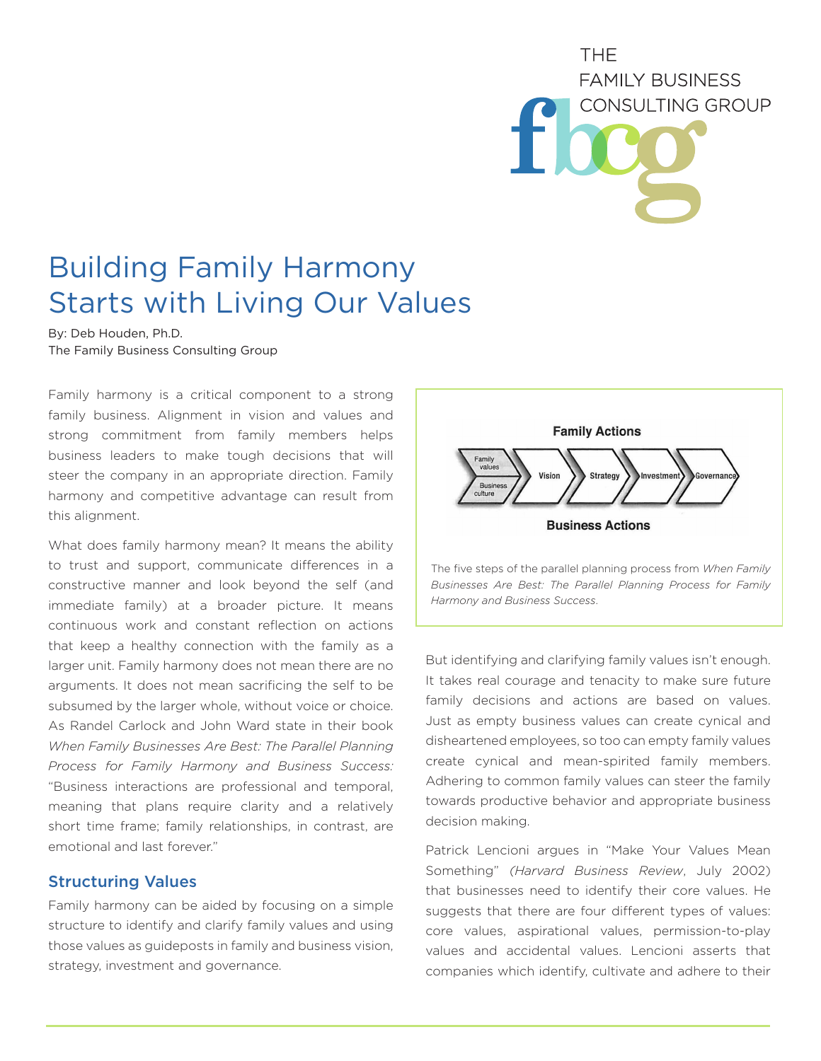# Building Family Harmony Starts with Living Our Values

By: Deb Houden, Ph.D.
The Family Business Consulting Group

Family harmony is a critical component to a strong family business. Alignment in vision and values and strong commitment from family members helps business leaders to make tough decisions that will steer the company in an appropriate direction. Family harmony and competitive advantage can result from this alignment.

What does family harmony mean? It means the ability to trust and support, communicate differences in a constructive manner and look beyond the self (and immediate family) at a broader picture. It means continuous work and constant reflection on actions that keep a healthy connection with the family as a larger unit. Family harmony does not mean there are no arguments. It does not mean sacrificing the self to be subsumed by the larger whole, without voice or choice. As Randel Carlock and John Ward state in their book *When Family Businesses Are Best: The Parallel Planning Process for Family Harmony and Business Success:* "Business interactions are professional and temporal, meaning that plans require clarity and a relatively short time frame; family relationships, in contrast, are emotional and last forever."

## Structuring Values

Family harmony can be aided by focusing on a simple structure to identify and clarify family values and using those values as guideposts in family and business vision, strategy, investment and governance.

**Family Actions**

Family values / Business culture → Vision → Strategy → Investment → Governance

**Business Actions**

The five steps of the parallel planning process from *When Family Businesses Are Best: The Parallel Planning Process for Family Harmony and Business Success*.

But identifying and clarifying family values isn't enough. It takes real courage and tenacity to make sure future family decisions and actions are based on values. Just as empty business values can create cynical and disheartened employees, so too can empty family values create cynical and mean-spirited family members. Adhering to common family values can steer the family towards productive behavior and appropriate business decision making.

Patrick Lencioni argues in "Make Your Values Mean Something" *(Harvard Business Review*, July 2002) that businesses need to identify their core values. He suggests that there are four different types of values: core values, aspirational values, permission-to-play values and accidental values. Lencioni asserts that companies which identify, cultivate and adhere to their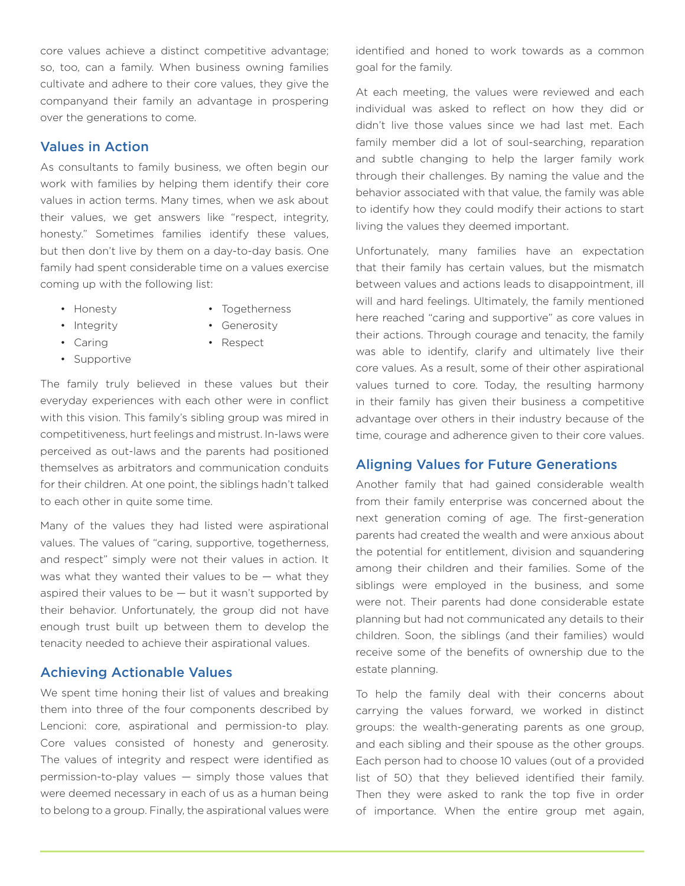core values achieve a distinct competitive advantage; so, too, can a family. When business owning families cultivate and adhere to their core values, they give the companyand their family an advantage in prospering over the generations to come.

## Values in Action

As consultants to family business, we often begin our work with families by helping them identify their core values in action terms. Many times, when we ask about their values, we get answers like "respect, integrity, honesty." Sometimes families identify these values, but then don't live by them on a day-to-day basis. One family had spent considerable time on a values exercise coming up with the following list:

- Honesty
- Integrity
- Caring
- Supportive
- Togetherness
- Generosity
- Respect

The family truly believed in these values but their everyday experiences with each other were in conflict with this vision. This family's sibling group was mired in competitiveness, hurt feelings and mistrust. In-laws were perceived as out-laws and the parents had positioned themselves as arbitrators and communication conduits for their children. At one point, the siblings hadn't talked to each other in quite some time.

Many of the values they had listed were aspirational values. The values of "caring, supportive, togetherness, and respect" simply were not their values in action. It was what they wanted their values to be — what they aspired their values to be — but it wasn't supported by their behavior. Unfortunately, the group did not have enough trust built up between them to develop the tenacity needed to achieve their aspirational values.

## Achieving Actionable Values

We spent time honing their list of values and breaking them into three of the four components described by Lencioni: core, aspirational and permission-to play. Core values consisted of honesty and generosity. The values of integrity and respect were identified as permission-to-play values — simply those values that were deemed necessary in each of us as a human being to belong to a group. Finally, the aspirational values were identified and honed to work towards as a common goal for the family.

At each meeting, the values were reviewed and each individual was asked to reflect on how they did or didn't live those values since we had last met. Each family member did a lot of soul-searching, reparation and subtle changing to help the larger family work through their challenges. By naming the value and the behavior associated with that value, the family was able to identify how they could modify their actions to start living the values they deemed important.

Unfortunately, many families have an expectation that their family has certain values, but the mismatch between values and actions leads to disappointment, ill will and hard feelings. Ultimately, the family mentioned here reached "caring and supportive" as core values in their actions. Through courage and tenacity, the family was able to identify, clarify and ultimately live their core values. As a result, some of their other aspirational values turned to core. Today, the resulting harmony in their family has given their business a competitive advantage over others in their industry because of the time, courage and adherence given to their core values.

## Aligning Values for Future Generations

Another family that had gained considerable wealth from their family enterprise was concerned about the next generation coming of age. The first-generation parents had created the wealth and were anxious about the potential for entitlement, division and squandering among their children and their families. Some of the siblings were employed in the business, and some were not. Their parents had done considerable estate planning but had not communicated any details to their children. Soon, the siblings (and their families) would receive some of the benefits of ownership due to the estate planning.

To help the family deal with their concerns about carrying the values forward, we worked in distinct groups: the wealth-generating parents as one group, and each sibling and their spouse as the other groups. Each person had to choose 10 values (out of a provided list of 50) that they believed identified their family. Then they were asked to rank the top five in order of importance. When the entire group met again,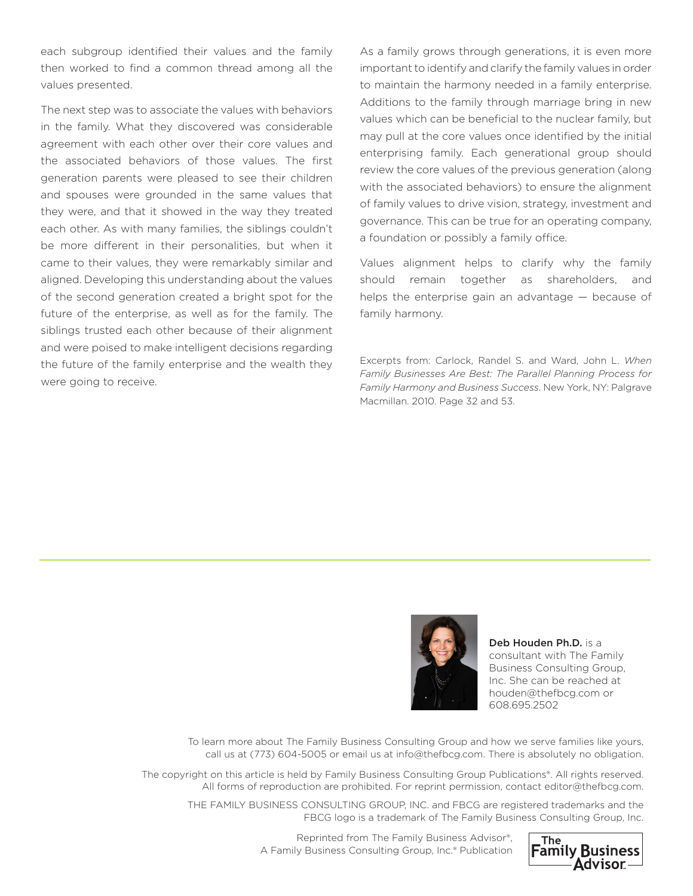each subgroup identified their values and the family then worked to find a common thread among all the values presented.

The next step was to associate the values with behaviors in the family. What they discovered was considerable agreement with each other over their core values and the associated behaviors of those values. The first generation parents were pleased to see their children and spouses were grounded in the same values that they were, and that it showed in the way they treated each other. As with many families, the siblings couldn't be more different in their personalities, but when it came to their values, they were remarkably similar and aligned. Developing this understanding about the values of the second generation created a bright spot for the future of the enterprise, as well as for the family. The siblings trusted each other because of their alignment and were poised to make intelligent decisions regarding the future of the family enterprise and the wealth they were going to receive.

As a family grows through generations, it is even more important to identify and clarify the family values in order to maintain the harmony needed in a family enterprise. Additions to the family through marriage bring in new values which can be beneficial to the nuclear family, but may pull at the core values once identified by the initial enterprising family. Each generational group should review the core values of the previous generation (along with the associated behaviors) to ensure the alignment of family values to drive vision, strategy, investment and governance. This can be true for an operating company, a foundation or possibly a family office.

Values alignment helps to clarify why the family should remain together as shareholders, and helps the enterprise gain an advantage — because of family harmony.

Excerpts from: Carlock, Randel S. and Ward, John L. *When Family Businesses Are Best: The Parallel Planning Process for Family Harmony and Business Success*. New York, NY: Palgrave Macmillan. 2010. Page 32 and 53.

**Deb Houden Ph.D.** is a consultant with The Family Business Consulting Group, Inc. She can be reached at houden@thefbcg.com or 608.695.2502

To learn more about The Family Business Consulting Group and how we serve families like yours, call us at (773) 604-5005 or email us at info@thefbcg.com. There is absolutely no obligation.

The copyright on this article is held by Family Business Consulting Group Publications®. All rights reserved. All forms of reproduction are prohibited. For reprint permission, contact editor@thefbcg.com.

THE FAMILY BUSINESS CONSULTING GROUP, INC. and FBCG are registered trademarks and the FBCG logo is a trademark of The Family Business Consulting Group, Inc.

Reprinted from The Family Business Advisor®, A Family Business Consulting Group, Inc.® Publication

The Family Business Advisor